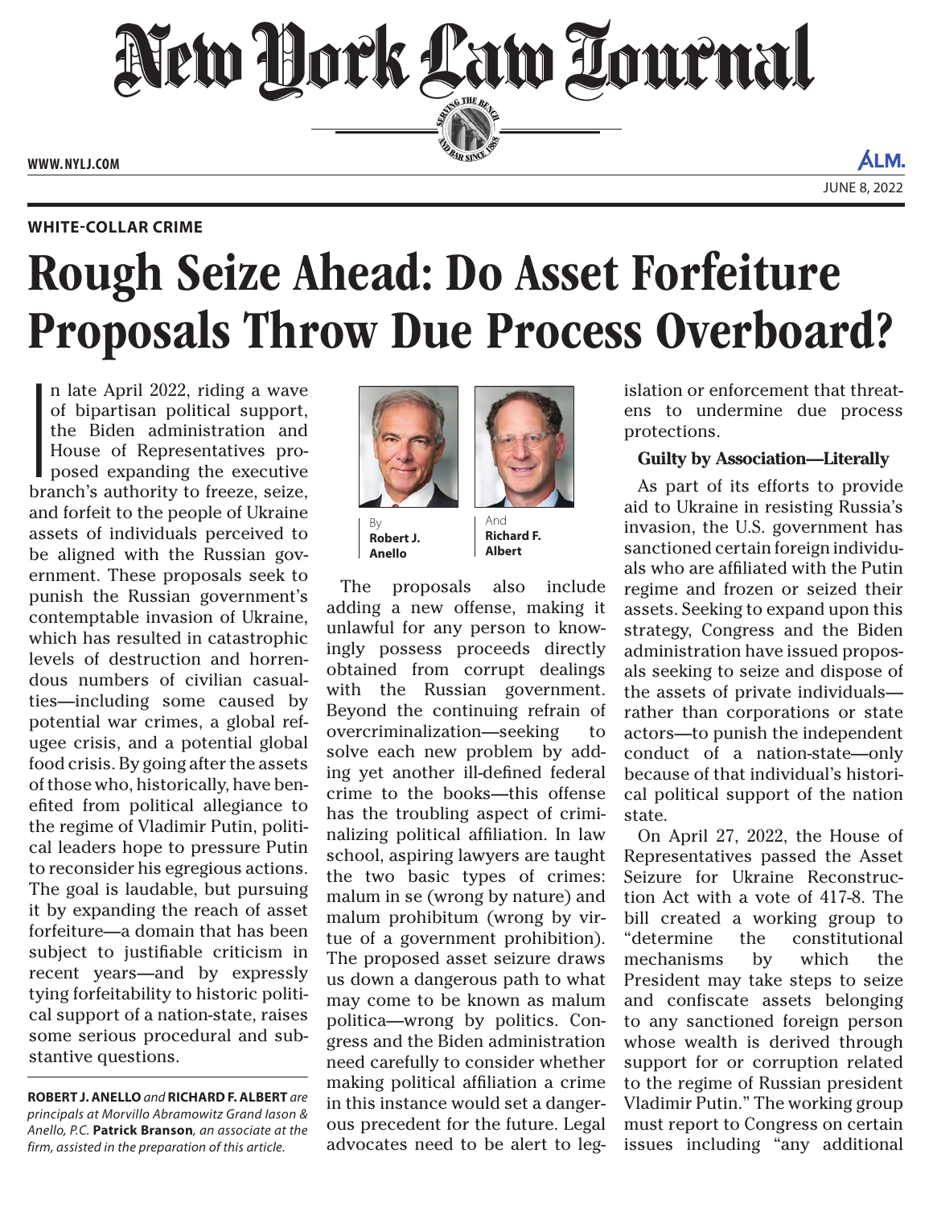# New York Law Journal

WHITE-COLLAR CRIME

# Rough Seize Ahead: Do Asset Forfeiture Proposals Throw Due Process Overboard?

By **Robert J. Anello** And **Richard F. Albert**

In late April 2022, riding a wave of bipartisan political support, the Biden administration and House of Representatives proposed expanding the executive branch's authority to freeze, seize, and forfeit to the people of Ukraine assets of individuals perceived to be aligned with the Russian government. These proposals seek to punish the Russian government's contemptable invasion of Ukraine, which has resulted in catastrophic levels of destruction and horrendous numbers of civilian casualties—including some caused by potential war crimes, a global refugee crisis, and a potential global food crisis. By going after the assets of those who, historically, have benefited from political allegiance to the regime of Vladimir Putin, political leaders hope to pressure Putin to reconsider his egregious actions. The goal is laudable, but pursuing it by expanding the reach of asset forfeiture—a domain that has been subject to justifiable criticism in recent years—and by expressly tying forfeitability to historic political support of a nation-state, raises some serious procedural and substantive questions.

**ROBERT J. ANELLO** *and* **RICHARD F. ALBERT** *are principals at Morvillo Abramowitz Grand Iason & Anello, P.C.* **Patrick Branson***, an associate at the firm, assisted in the preparation of this article.*

The proposals also include adding a new offense, making it unlawful for any person to knowingly possess proceeds directly obtained from corrupt dealings with the Russian government. Beyond the continuing refrain of overcriminalization—seeking to solve each new problem by adding yet another ill-defined federal crime to the books—this offense has the troubling aspect of criminalizing political affiliation. In law school, aspiring lawyers are taught the two basic types of crimes: malum in se (wrong by nature) and malum prohibitum (wrong by virtue of a government prohibition). The proposed asset seizure draws us down a dangerous path to what may come to be known as malum politica—wrong by politics. Congress and the Biden administration need carefully to consider whether making political affiliation a crime in this instance would set a dangerous precedent for the future. Legal advocates need to be alert to legislation or enforcement that threatens to undermine due process protections.

### Guilty by Association—Literally

As part of its efforts to provide aid to Ukraine in resisting Russia's invasion, the U.S. government has sanctioned certain foreign individuals who are affiliated with the Putin regime and frozen or seized their assets. Seeking to expand upon this strategy, Congress and the Biden administration have issued proposals seeking to seize and dispose of the assets of private individuals—rather than corporations or state actors—to punish the independent conduct of a nation-state—only because of that individual's historical political support of the nation state.

On April 27, 2022, the House of Representatives passed the Asset Seizure for Ukraine Reconstruction Act with a vote of 417-8. The bill created a working group to "determine the constitutional mechanisms by which the President may take steps to seize and confiscate assets belonging to any sanctioned foreign person whose wealth is derived through support for or corruption related to the regime of Russian president Vladimir Putin." The working group must report to Congress on certain issues including "any additional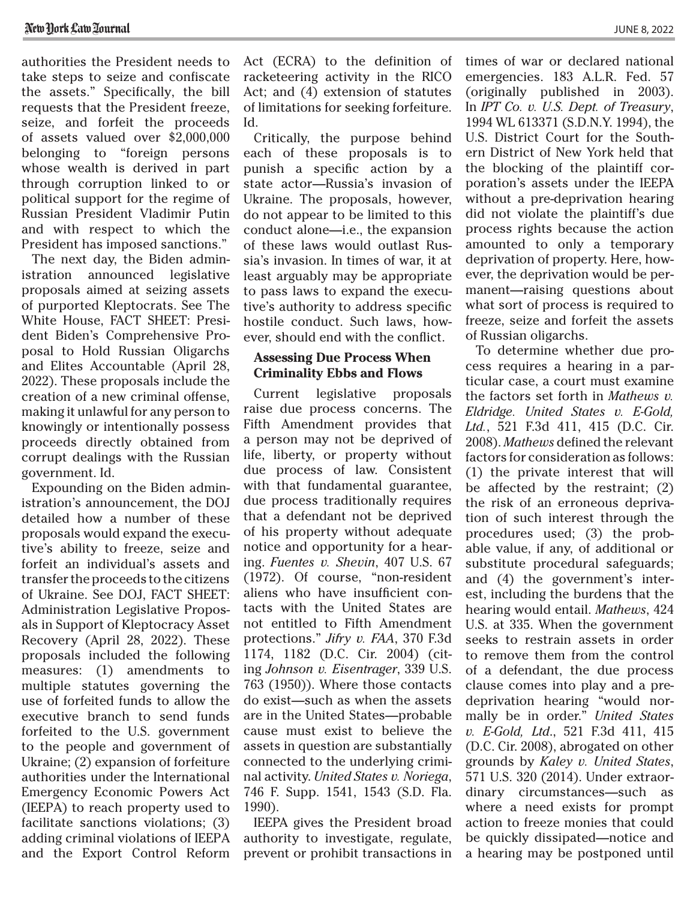authorities the President needs to take steps to seize and confiscate the assets." Specifically, the bill requests that the President freeze, seize, and forfeit the proceeds of assets valued over $2,000,000 belonging to "foreign persons whose wealth is derived in part through corruption linked to or political support for the regime of Russian President Vladimir Putin and with respect to which the President has imposed sanctions."

The next day, the Biden administration announced legislative proposals aimed at seizing assets of purported Kleptocrats. See The White House, FACT SHEET: President Biden's Comprehensive Proposal to Hold Russian Oligarchs and Elites Accountable (April 28, 2022). These proposals include the creation of a new criminal offense, making it unlawful for any person to knowingly or intentionally possess proceeds directly obtained from corrupt dealings with the Russian government. Id.

Expounding on the Biden administration's announcement, the DOJ detailed how a number of these proposals would expand the executive's ability to freeze, seize and forfeit an individual's assets and transfer the proceeds to the citizens of Ukraine. See DOJ, FACT SHEET: Administration Legislative Proposals in Support of Kleptocracy Asset Recovery (April 28, 2022). These proposals included the following measures: (1) amendments to multiple statutes governing the use of forfeited funds to allow the executive branch to send funds forfeited to the U.S. government to the people and government of Ukraine; (2) expansion of forfeiture authorities under the International Emergency Economic Powers Act (IEEPA) to reach property used to facilitate sanctions violations; (3) adding criminal violations of IEEPA and the Export Control Reform Act (ECRA) to the definition of racketeering activity in the RICO Act; and (4) extension of statutes of limitations for seeking forfeiture. Id.

Critically, the purpose behind each of these proposals is to punish a specific action by a state actor—Russia's invasion of Ukraine. The proposals, however, do not appear to be limited to this conduct alone—i.e., the expansion of these laws would outlast Russia's invasion. In times of war, it at least arguably may be appropriate to pass laws to expand the executive's authority to address specific hostile conduct. Such laws, however, should end with the conflict.

**Assessing Due Process When Criminality Ebbs and Flows**

Current legislative proposals raise due process concerns. The Fifth Amendment provides that a person may not be deprived of life, liberty, or property without due process of law. Consistent with that fundamental guarantee, due process traditionally requires that a defendant not be deprived of his property without adequate notice and opportunity for a hearing. *Fuentes v. Shevin*, 407 U.S. 67 (1972). Of course, "non-resident aliens who have insufficient contacts with the United States are not entitled to Fifth Amendment protections." *Jifry v. FAA*, 370 F.3d 1174, 1182 (D.C. Cir. 2004) (citing *Johnson v. Eisentrager*, 339 U.S. 763 (1950)). Where those contacts do exist—such as when the assets are in the United States—probable cause must exist to believe the assets in question are substantially connected to the underlying criminal activity. *United States v. Noriega*, 746 F. Supp. 1541, 1543 (S.D. Fla. 1990).

IEEPA gives the President broad authority to investigate, regulate, prevent or prohibit transactions in times of war or declared national emergencies. 183 A.L.R. Fed. 57 (originally published in 2003). In *IPT Co. v. U.S. Dept. of Treasury*, 1994 WL 613371 (S.D.N.Y. 1994), the U.S. District Court for the Southern District of New York held that the blocking of the plaintiff corporation's assets under the IEEPA without a pre-deprivation hearing did not violate the plaintiff's due process rights because the action amounted to only a temporary deprivation of property. Here, however, the deprivation would be permanent—raising questions about what sort of process is required to freeze, seize and forfeit the assets of Russian oligarchs.

To determine whether due process requires a hearing in a particular case, a court must examine the factors set forth in *Mathews v. Eldridge*. *United States v. E-Gold, Ltd.*, 521 F.3d 411, 415 (D.C. Cir. 2008). *Mathews* defined the relevant factors for consideration as follows: (1) the private interest that will be affected by the restraint; (2) the risk of an erroneous deprivation of such interest through the procedures used; (3) the probable value, if any, of additional or substitute procedural safeguards; and (4) the government's interest, including the burdens that the hearing would entail. *Mathews*, 424 U.S. at 335. When the government seeks to restrain assets in order to remove them from the control of a defendant, the due process clause comes into play and a pre-deprivation hearing "would normally be in order." *United States v. E-Gold, Ltd*., 521 F.3d 411, 415 (D.C. Cir. 2008), abrogated on other grounds by *Kaley v. United States*, 571 U.S. 320 (2014). Under extraordinary circumstances—such as where a need exists for prompt action to freeze monies that could be quickly dissipated—notice and a hearing may be postponed until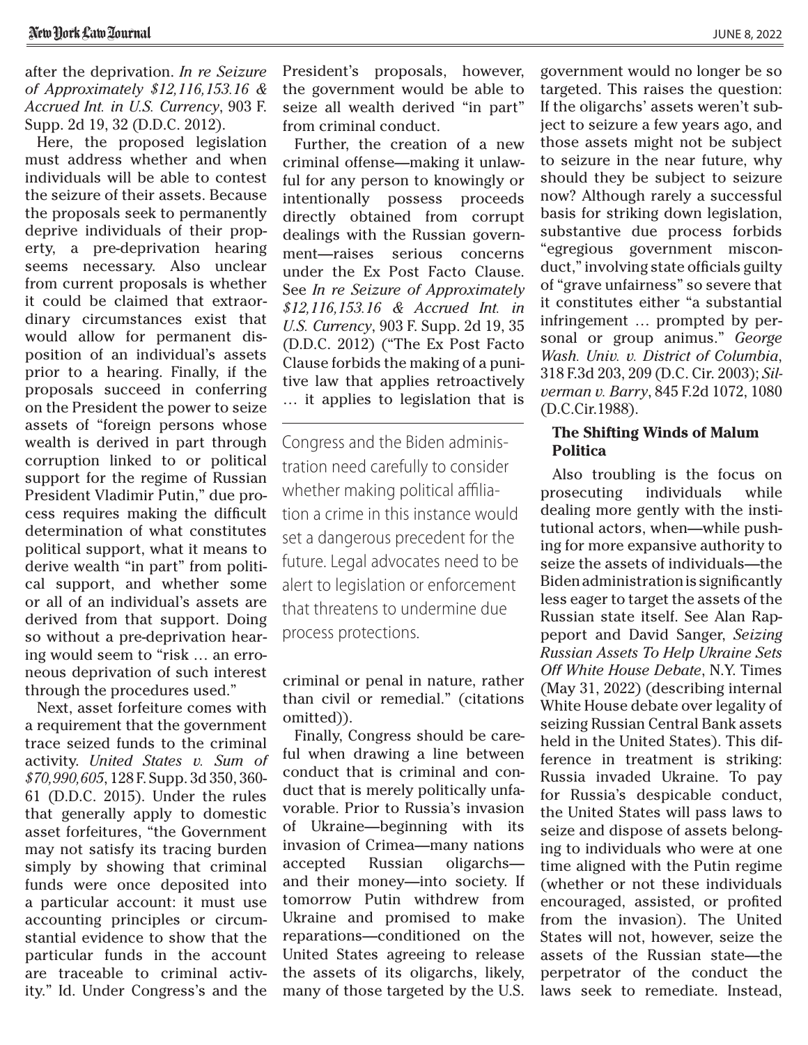after the deprivation. *In re Seizure of Approximately $12,116,153.16 & Accrued Int. in U.S. Currency*, 903 F. Supp. 2d 19, 32 (D.D.C. 2012).

Here, the proposed legislation must address whether and when individuals will be able to contest the seizure of their assets. Because the proposals seek to permanently deprive individuals of their property, a pre-deprivation hearing seems necessary. Also unclear from current proposals is whether it could be claimed that extraordinary circumstances exist that would allow for permanent disposition of an individual's assets prior to a hearing. Finally, if the proposals succeed in conferring on the President the power to seize assets of "foreign persons whose wealth is derived in part through corruption linked to or political support for the regime of Russian President Vladimir Putin," due process requires making the difficult determination of what constitutes political support, what it means to derive wealth "in part" from political support, and whether some or all of an individual's assets are derived from that support. Doing so without a pre-deprivation hearing would seem to "risk … an erroneous deprivation of such interest through the procedures used."

Next, asset forfeiture comes with a requirement that the government trace seized funds to the criminal activity. *United States v. Sum of $70,990,605*, 128 F. Supp. 3d 350, 360-61 (D.D.C. 2015). Under the rules that generally apply to domestic asset forfeitures, "the Government may not satisfy its tracing burden simply by showing that criminal funds were once deposited into a particular account: it must use accounting principles or circumstantial evidence to show that the particular funds in the account are traceable to criminal activity." Id. Under Congress's and the President's proposals, however, the government would be able to seize all wealth derived "in part" from criminal conduct.

Further, the creation of a new criminal offense—making it unlawful for any person to knowingly or intentionally possess proceeds directly obtained from corrupt dealings with the Russian government—raises serious concerns under the Ex Post Facto Clause. See *In re Seizure of Approximately $12,116,153.16 & Accrued Int. in U.S. Currency*, 903 F. Supp. 2d 19, 35 (D.D.C. 2012) ("The Ex Post Facto Clause forbids the making of a punitive law that applies retroactively … it applies to legislation that is criminal or penal in nature, rather than civil or remedial." (citations omitted)).

> Congress and the Biden administration need carefully to consider whether making political affiliation a crime in this instance would set a dangerous precedent for the future. Legal advocates need to be alert to legislation or enforcement that threatens to undermine due process protections.

Finally, Congress should be careful when drawing a line between conduct that is criminal and conduct that is merely politically unfavorable. Prior to Russia's invasion of Ukraine—beginning with its invasion of Crimea—many nations accepted Russian oligarchs—and their money—into society. If tomorrow Putin withdrew from Ukraine and promised to make reparations—conditioned on the United States agreeing to release the assets of its oligarchs, likely, many of those targeted by the U.S. government would no longer be so targeted. This raises the question: If the oligarchs' assets weren't subject to seizure a few years ago, and those assets might not be subject to seizure in the near future, why should they be subject to seizure now? Although rarely a successful basis for striking down legislation, substantive due process forbids "egregious government misconduct," involving state officials guilty of "grave unfairness" so severe that it constitutes either "a substantial infringement … prompted by personal or group animus." *George Wash. Univ. v. District of Columbia*, 318 F.3d 203, 209 (D.C. Cir. 2003); *Silverman v. Barry*, 845 F.2d 1072, 1080 (D.C.Cir.1988).

**The Shifting Winds of Malum Politica**

Also troubling is the focus on prosecuting individuals while dealing more gently with the institutional actors, when—while pushing for more expansive authority to seize the assets of individuals—the Biden administration is significantly less eager to target the assets of the Russian state itself. See Alan Rappeport and David Sanger, *Seizing Russian Assets To Help Ukraine Sets Off White House Debate*, N.Y. Times (May 31, 2022) (describing internal White House debate over legality of seizing Russian Central Bank assets held in the United States). This difference in treatment is striking: Russia invaded Ukraine. To pay for Russia's despicable conduct, the United States will pass laws to seize and dispose of assets belonging to individuals who were at one time aligned with the Putin regime (whether or not these individuals encouraged, assisted, or profited from the invasion). The United States will not, however, seize the assets of the Russian state—the perpetrator of the conduct the laws seek to remediate. Instead,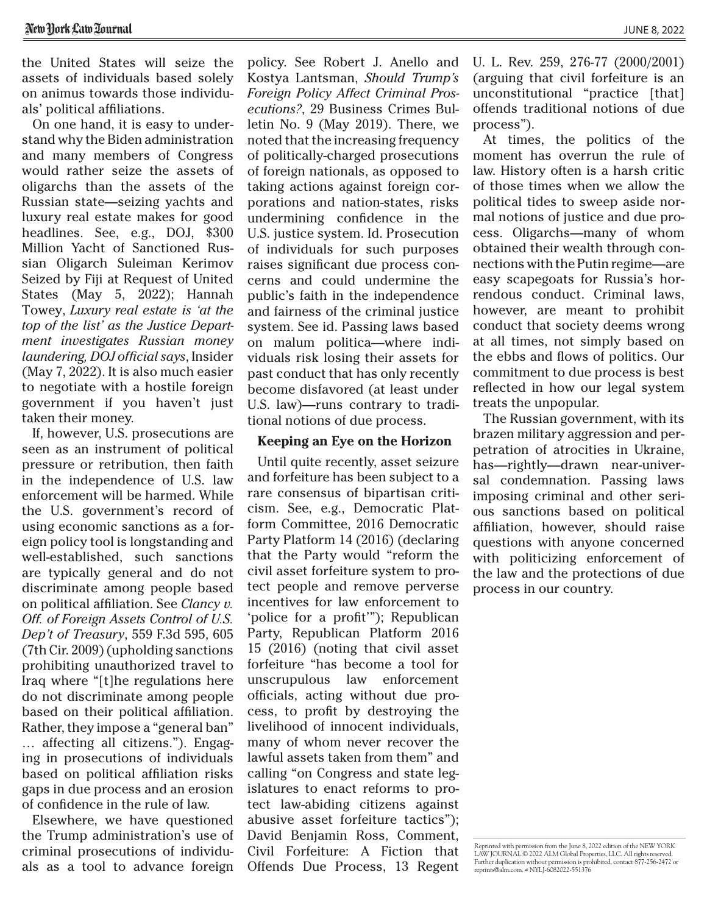the United States will seize the assets of individuals based solely on animus towards those individuals' political affiliations.

On one hand, it is easy to understand why the Biden administration and many members of Congress would rather seize the assets of oligarchs than the assets of the Russian state—seizing yachts and luxury real estate makes for good headlines. See, e.g., DOJ, $300 Million Yacht of Sanctioned Russian Oligarch Suleiman Kerimov Seized by Fiji at Request of United States (May 5, 2022); Hannah Towey, *Luxury real estate is 'at the top of the list' as the Justice Department investigates Russian money laundering, DOJ official says*, Insider (May 7, 2022). It is also much easier to negotiate with a hostile foreign government if you haven't just taken their money.

If, however, U.S. prosecutions are seen as an instrument of political pressure or retribution, then faith in the independence of U.S. law enforcement will be harmed. While the U.S. government's record of using economic sanctions as a foreign policy tool is longstanding and well-established, such sanctions are typically general and do not discriminate among people based on political affiliation. See *Clancy v. Off. of Foreign Assets Control of U.S. Dep't of Treasury*, 559 F.3d 595, 605 (7th Cir. 2009) (upholding sanctions prohibiting unauthorized travel to Iraq where "[t]he regulations here do not discriminate among people based on their political affiliation. Rather, they impose a "general ban" … affecting all citizens."). Engaging in prosecutions of individuals based on political affiliation risks gaps in due process and an erosion of confidence in the rule of law.

Elsewhere, we have questioned the Trump administration's use of criminal prosecutions of individuals as a tool to advance foreign policy. See Robert J. Anello and Kostya Lantsman, *Should Trump's Foreign Policy Affect Criminal Prosecutions?*, 29 Business Crimes Bulletin No. 9 (May 2019). There, we noted that the increasing frequency of politically-charged prosecutions of foreign nationals, as opposed to taking actions against foreign corporations and nation-states, risks undermining confidence in the U.S. justice system. Id. Prosecution of individuals for such purposes raises significant due process concerns and could undermine the public's faith in the independence and fairness of the criminal justice system. See id. Passing laws based on malum politica—where individuals risk losing their assets for past conduct that has only recently become disfavored (at least under U.S. law)—runs contrary to traditional notions of due process.

## Keeping an Eye on the Horizon

Until quite recently, asset seizure and forfeiture has been subject to a rare consensus of bipartisan criticism. See, e.g., Democratic Platform Committee, 2016 Democratic Party Platform 14 (2016) (declaring that the Party would "reform the civil asset forfeiture system to protect people and remove perverse incentives for law enforcement to 'police for a profit'"); Republican Party, Republican Platform 2016 15 (2016) (noting that civil asset forfeiture "has become a tool for unscrupulous law enforcement officials, acting without due process, to profit by destroying the livelihood of innocent individuals, many of whom never recover the lawful assets taken from them" and calling "on Congress and state legislatures to enact reforms to protect law-abiding citizens against abusive asset forfeiture tactics"); David Benjamin Ross, Comment, Civil Forfeiture: A Fiction that Offends Due Process, 13 Regent U. L. Rev. 259, 276-77 (2000/2001) (arguing that civil forfeiture is an unconstitutional "practice [that] offends traditional notions of due process").

At times, the politics of the moment has overrun the rule of law. History often is a harsh critic of those times when we allow the political tides to sweep aside normal notions of justice and due process. Oligarchs—many of whom obtained their wealth through connections with the Putin regime—are easy scapegoats for Russia's horrendous conduct. Criminal laws, however, are meant to prohibit conduct that society deems wrong at all times, not simply based on the ebbs and flows of politics. Our commitment to due process is best reflected in how our legal system treats the unpopular.

The Russian government, with its brazen military aggression and perpetration of atrocities in Ukraine, has—rightly—drawn near-universal condemnation. Passing laws imposing criminal and other serious sanctions based on political affiliation, however, should raise questions with anyone concerned with politicizing enforcement of the law and the protections of due process in our country.

Reprinted with permission from the June 8, 2022 edition of the NEW YORK LAW JOURNAL © 2022 ALM Global Properties, LLC. All rights reserved. Further duplication without permission is prohibited, contact 877-256-2472 or reprints@alm.com. # NYLJ-6082022-551376